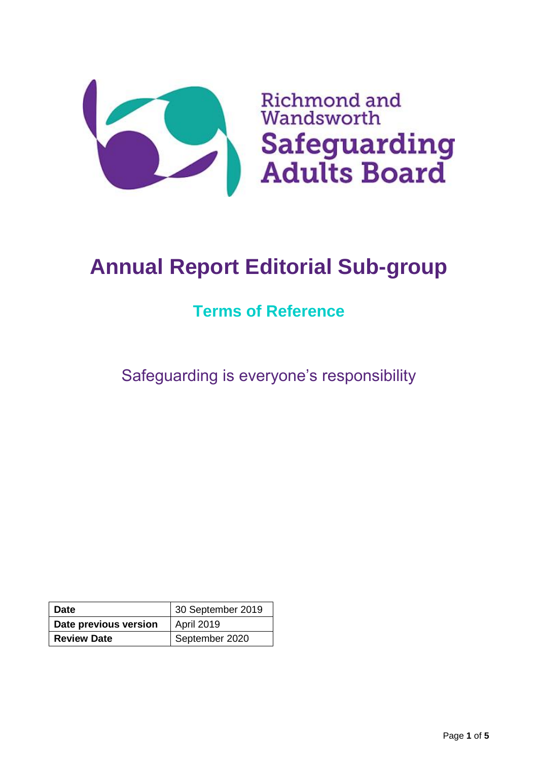Richmond and Wandsworth

Safeguarding Adults Board

# Annual Report Editorial Sub-group

## Terms of Reference

Safeguarding is everyone's responsibility

| **Date** | 30 September 2019 |
| --- | --- |
| **Date previous version** | April 2019 |
| **Review Date** | September 2020 |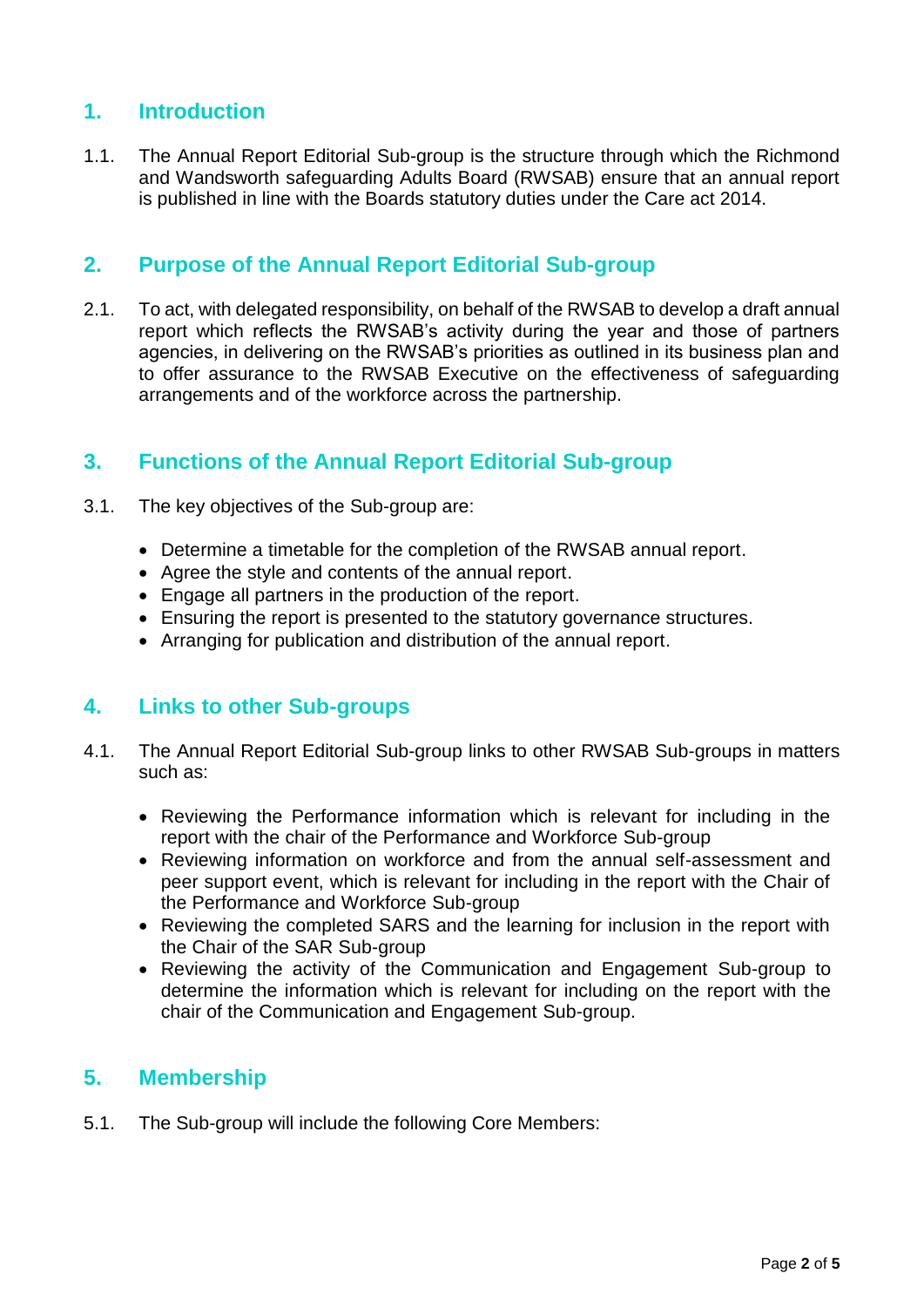## 1. Introduction

1.1. The Annual Report Editorial Sub-group is the structure through which the Richmond and Wandsworth safeguarding Adults Board (RWSAB) ensure that an annual report is published in line with the Boards statutory duties under the Care act 2014.

## 2. Purpose of the Annual Report Editorial Sub-group

2.1. To act, with delegated responsibility, on behalf of the RWSAB to develop a draft annual report which reflects the RWSAB's activity during the year and those of partners agencies, in delivering on the RWSAB's priorities as outlined in its business plan and to offer assurance to the RWSAB Executive on the effectiveness of safeguarding arrangements and of the workforce across the partnership.

## 3. Functions of the Annual Report Editorial Sub-group

3.1. The key objectives of the Sub-group are:

- Determine a timetable for the completion of the RWSAB annual report.
- Agree the style and contents of the annual report.
- Engage all partners in the production of the report.
- Ensuring the report is presented to the statutory governance structures.
- Arranging for publication and distribution of the annual report.

## 4. Links to other Sub-groups

4.1. The Annual Report Editorial Sub-group links to other RWSAB Sub-groups in matters such as:

- Reviewing the Performance information which is relevant for including in the report with the chair of the Performance and Workforce Sub-group
- Reviewing information on workforce and from the annual self-assessment and peer support event, which is relevant for including in the report with the Chair of the Performance and Workforce Sub-group
- Reviewing the completed SARS and the learning for inclusion in the report with the Chair of the SAR Sub-group
- Reviewing the activity of the Communication and Engagement Sub-group to determine the information which is relevant for including on the report with the chair of the Communication and Engagement Sub-group.

## 5. Membership

5.1. The Sub-group will include the following Core Members: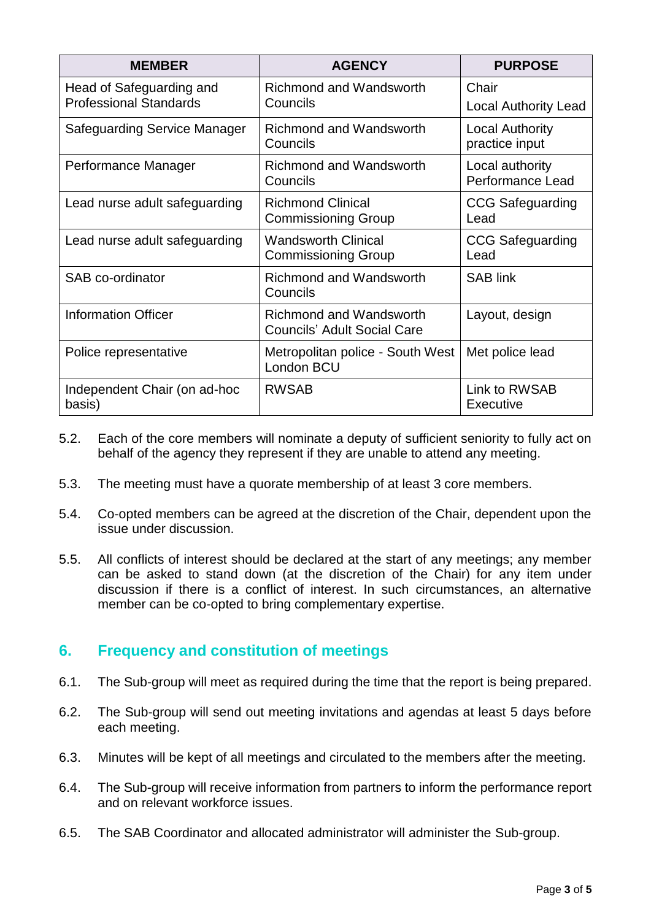| MEMBER | AGENCY | PURPOSE |
|---|---|---|
| Head of Safeguarding and Professional Standards | Richmond and Wandsworth Councils | Chair<br>Local Authority Lead |
| Safeguarding Service Manager | Richmond and Wandsworth Councils | Local Authority practice input |
| Performance Manager | Richmond and Wandsworth Councils | Local authority Performance Lead |
| Lead nurse adult safeguarding | Richmond Clinical Commissioning Group | CCG Safeguarding Lead |
| Lead nurse adult safeguarding | Wandsworth Clinical Commissioning Group | CCG Safeguarding Lead |
| SAB co-ordinator | Richmond and Wandsworth Councils | SAB link |
| Information Officer | Richmond and Wandsworth Councils' Adult Social Care | Layout, design |
| Police representative | Metropolitan police - South West London BCU | Met police lead |
| Independent Chair (on ad-hoc basis) | RWSAB | Link to RWSAB Executive |

5.2. Each of the core members will nominate a deputy of sufficient seniority to fully act on behalf of the agency they represent if they are unable to attend any meeting.

5.3. The meeting must have a quorate membership of at least 3 core members.

5.4. Co-opted members can be agreed at the discretion of the Chair, dependent upon the issue under discussion.

5.5. All conflicts of interest should be declared at the start of any meetings; any member can be asked to stand down (at the discretion of the Chair) for any item under discussion if there is a conflict of interest. In such circumstances, an alternative member can be co-opted to bring complementary expertise.

## 6. Frequency and constitution of meetings

6.1. The Sub-group will meet as required during the time that the report is being prepared.

6.2. The Sub-group will send out meeting invitations and agendas at least 5 days before each meeting.

6.3. Minutes will be kept of all meetings and circulated to the members after the meeting.

6.4. The Sub-group will receive information from partners to inform the performance report and on relevant workforce issues.

6.5. The SAB Coordinator and allocated administrator will administer the Sub-group.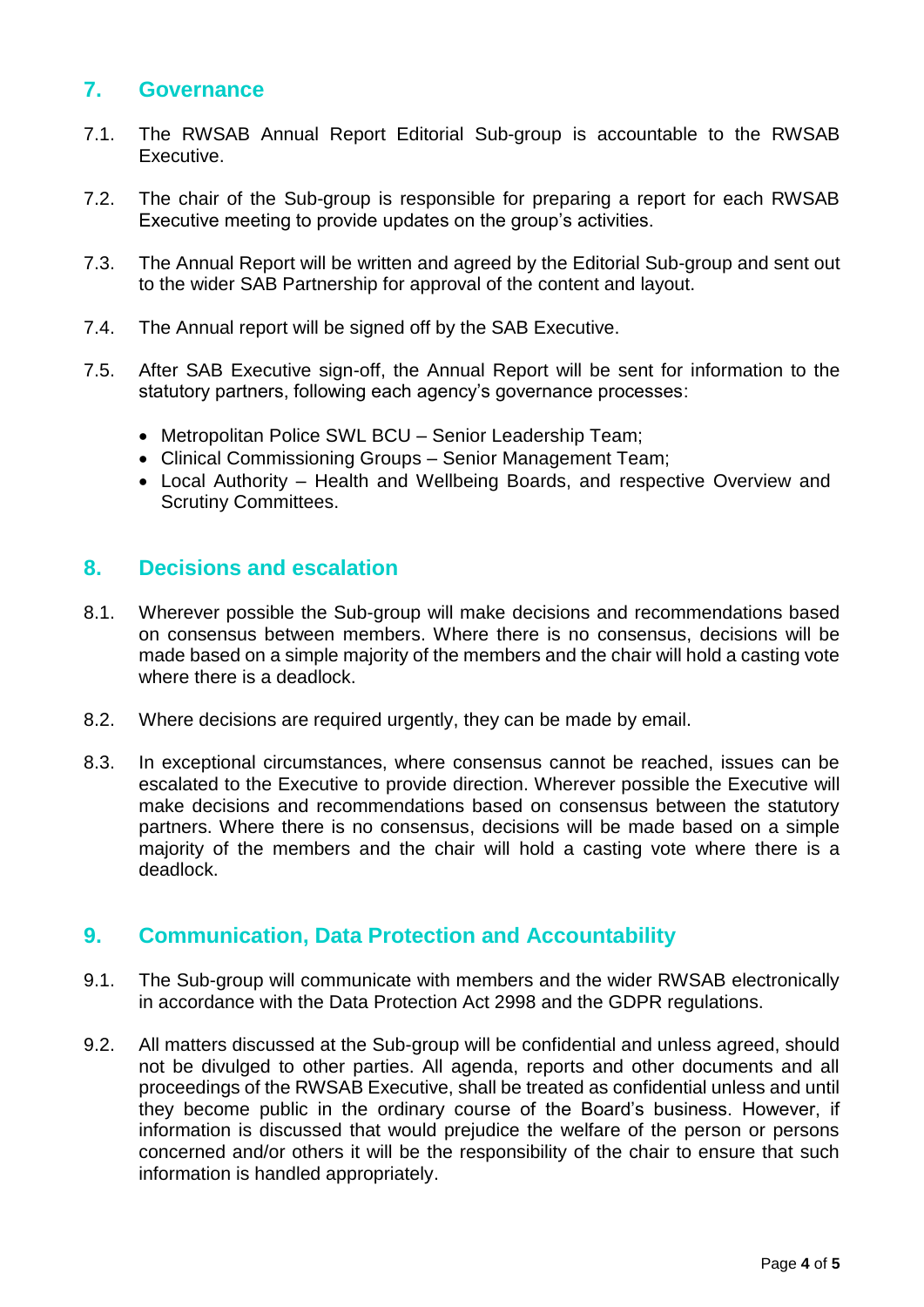## 7. Governance

7.1. The RWSAB Annual Report Editorial Sub-group is accountable to the RWSAB Executive.

7.2. The chair of the Sub-group is responsible for preparing a report for each RWSAB Executive meeting to provide updates on the group's activities.

7.3. The Annual Report will be written and agreed by the Editorial Sub-group and sent out to the wider SAB Partnership for approval of the content and layout.

7.4. The Annual report will be signed off by the SAB Executive.

7.5. After SAB Executive sign-off, the Annual Report will be sent for information to the statutory partners, following each agency's governance processes:

- Metropolitan Police SWL BCU – Senior Leadership Team;
- Clinical Commissioning Groups – Senior Management Team;
- Local Authority – Health and Wellbeing Boards, and respective Overview and Scrutiny Committees.

## 8. Decisions and escalation

8.1. Wherever possible the Sub-group will make decisions and recommendations based on consensus between members. Where there is no consensus, decisions will be made based on a simple majority of the members and the chair will hold a casting vote where there is a deadlock.

8.2. Where decisions are required urgently, they can be made by email.

8.3. In exceptional circumstances, where consensus cannot be reached, issues can be escalated to the Executive to provide direction. Wherever possible the Executive will make decisions and recommendations based on consensus between the statutory partners. Where there is no consensus, decisions will be made based on a simple majority of the members and the chair will hold a casting vote where there is a deadlock.

## 9. Communication, Data Protection and Accountability

9.1. The Sub-group will communicate with members and the wider RWSAB electronically in accordance with the Data Protection Act 2998 and the GDPR regulations.

9.2. All matters discussed at the Sub-group will be confidential and unless agreed, should not be divulged to other parties. All agenda, reports and other documents and all proceedings of the RWSAB Executive, shall be treated as confidential unless and until they become public in the ordinary course of the Board's business. However, if information is discussed that would prejudice the welfare of the person or persons concerned and/or others it will be the responsibility of the chair to ensure that such information is handled appropriately.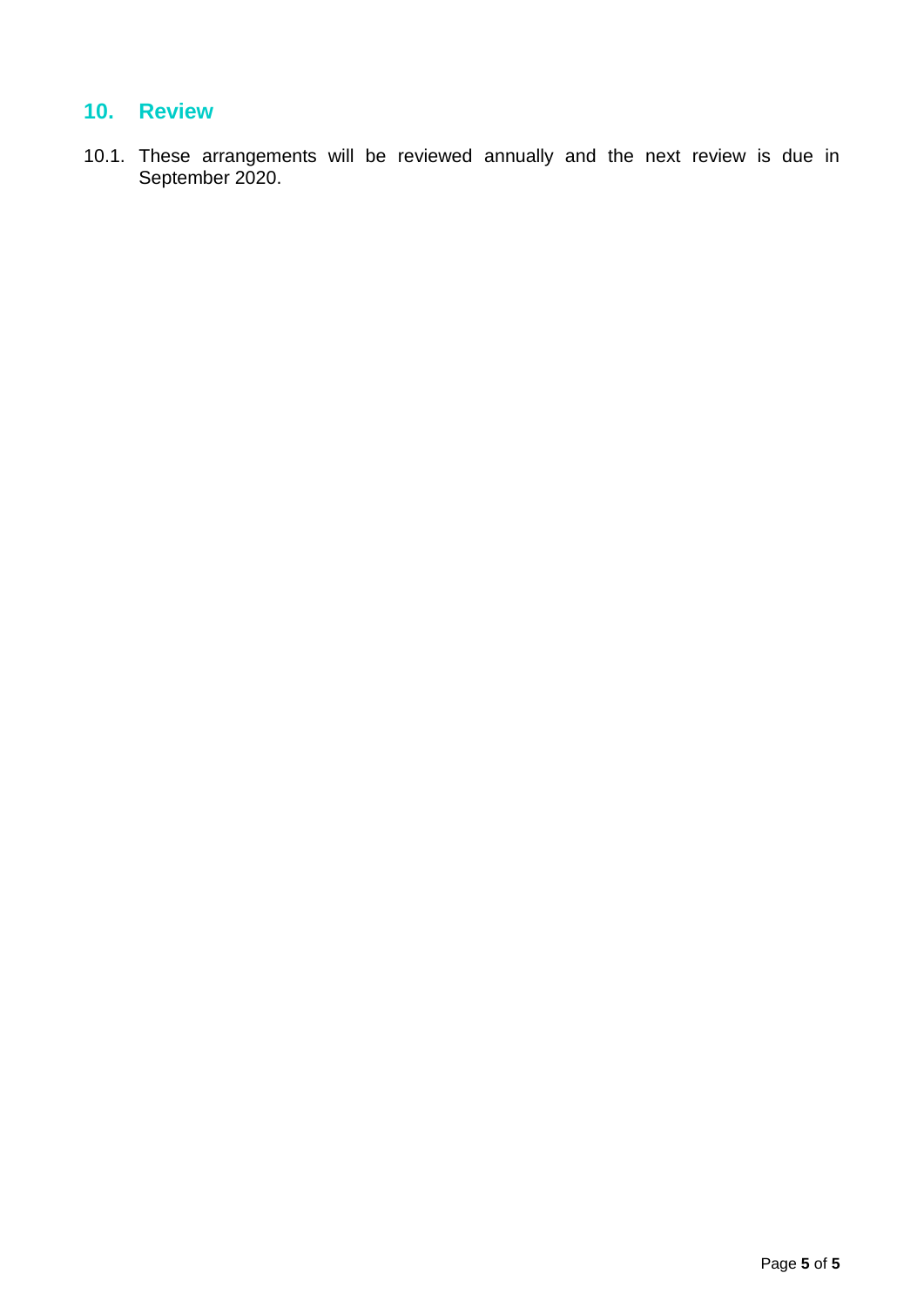## 10. Review

10.1. These arrangements will be reviewed annually and the next review is due in September 2020.